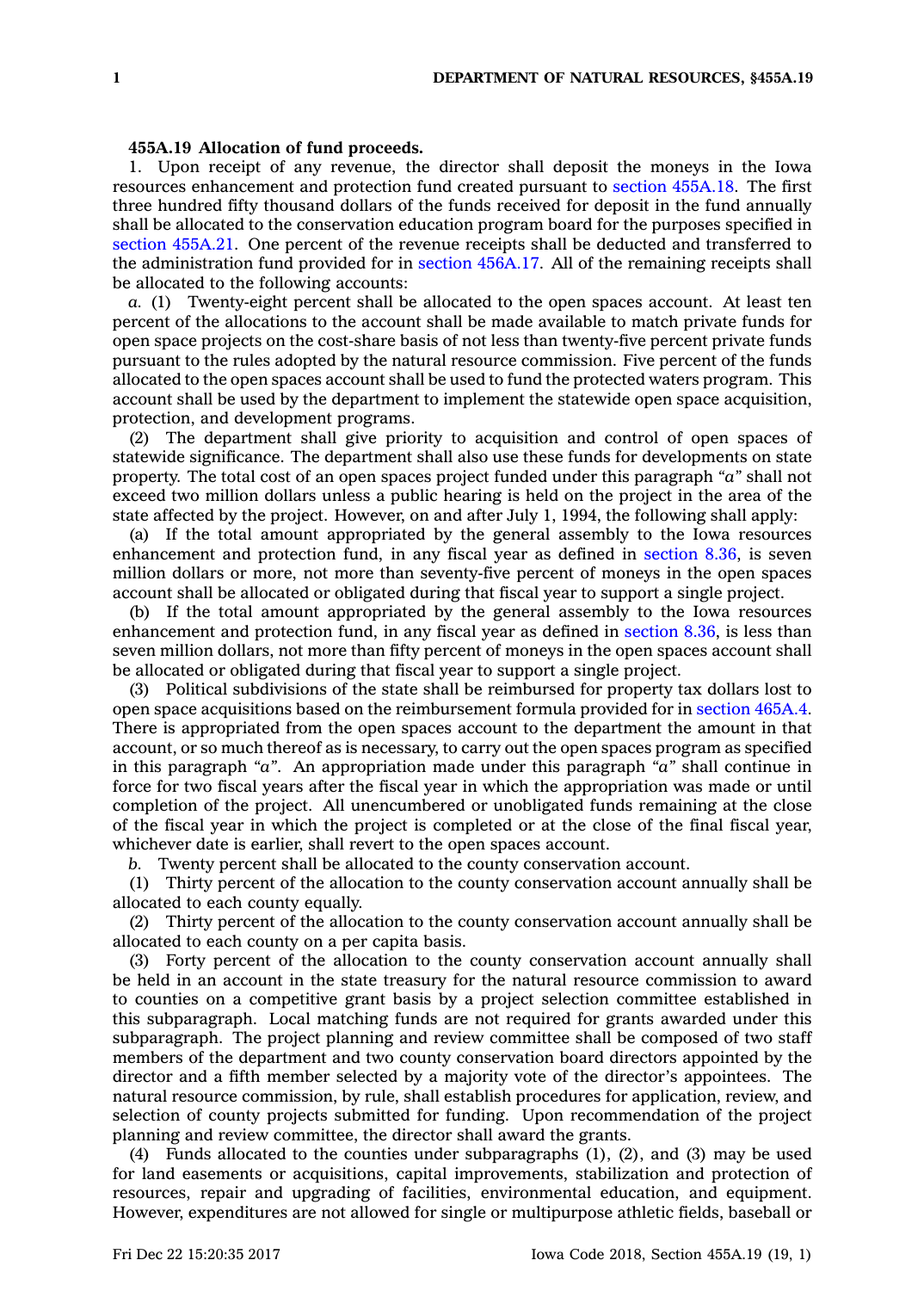**455A.19 Allocation of fund proceeds.**

1. Upon receipt of any revenue, the director shall deposit the moneys in the Iowa resources enhancement and protection fund created pursuant to section 455A.18. The first three hundred fifty thousand dollars of the funds received for deposit in the fund annually shall be allocated to the conservation education program board for the purposes specified in section 455A.21. One percent of the revenue receipts shall be deducted and transferred to the administration fund provided for in section 456A.17. All of the remaining receipts shall be allocated to the following accounts:

*a.* (1) Twenty-eight percent shall be allocated to the open spaces account. At least ten percent of the allocations to the account shall be made available to match private funds for open space projects on the cost-share basis of not less than twenty-five percent private funds pursuant to the rules adopted by the natural resource commission. Five percent of the funds allocated to the open spaces account shall be used to fund the protected waters program. This account shall be used by the department to implement the statewide open space acquisition, protection, and development programs.

(2) The department shall give priority to acquisition and control of open spaces of statewide significance. The department shall also use these funds for developments on state property. The total cost of an open spaces project funded under this paragraph *"a"* shall not exceed two million dollars unless a public hearing is held on the project in the area of the state affected by the project. However, on and after July 1, 1994, the following shall apply:

(a) If the total amount appropriated by the general assembly to the Iowa resources enhancement and protection fund, in any fiscal year as defined in section 8.36, is seven million dollars or more, not more than seventy-five percent of moneys in the open spaces account shall be allocated or obligated during that fiscal year to support a single project.

(b) If the total amount appropriated by the general assembly to the Iowa resources enhancement and protection fund, in any fiscal year as defined in section 8.36, is less than seven million dollars, not more than fifty percent of moneys in the open spaces account shall be allocated or obligated during that fiscal year to support a single project.

(3) Political subdivisions of the state shall be reimbursed for property tax dollars lost to open space acquisitions based on the reimbursement formula provided for in section 465A.4. There is appropriated from the open spaces account to the department the amount in that account, or so much thereof as is necessary, to carry out the open spaces program as specified in this paragraph *"a"*. An appropriation made under this paragraph *"a"* shall continue in force for two fiscal years after the fiscal year in which the appropriation was made or until completion of the project. All unencumbered or unobligated funds remaining at the close of the fiscal year in which the project is completed or at the close of the final fiscal year, whichever date is earlier, shall revert to the open spaces account.

*b.* Twenty percent shall be allocated to the county conservation account.

(1) Thirty percent of the allocation to the county conservation account annually shall be allocated to each county equally.

(2) Thirty percent of the allocation to the county conservation account annually shall be allocated to each county on a per capita basis.

(3) Forty percent of the allocation to the county conservation account annually shall be held in an account in the state treasury for the natural resource commission to award to counties on a competitive grant basis by a project selection committee established in this subparagraph. Local matching funds are not required for grants awarded under this subparagraph. The project planning and review committee shall be composed of two staff members of the department and two county conservation board directors appointed by the director and a fifth member selected by a majority vote of the director's appointees. The natural resource commission, by rule, shall establish procedures for application, review, and selection of county projects submitted for funding. Upon recommendation of the project planning and review committee, the director shall award the grants.

(4) Funds allocated to the counties under subparagraphs (1), (2), and (3) may be used for land easements or acquisitions, capital improvements, stabilization and protection of resources, repair and upgrading of facilities, environmental education, and equipment. However, expenditures are not allowed for single or multipurpose athletic fields, baseball or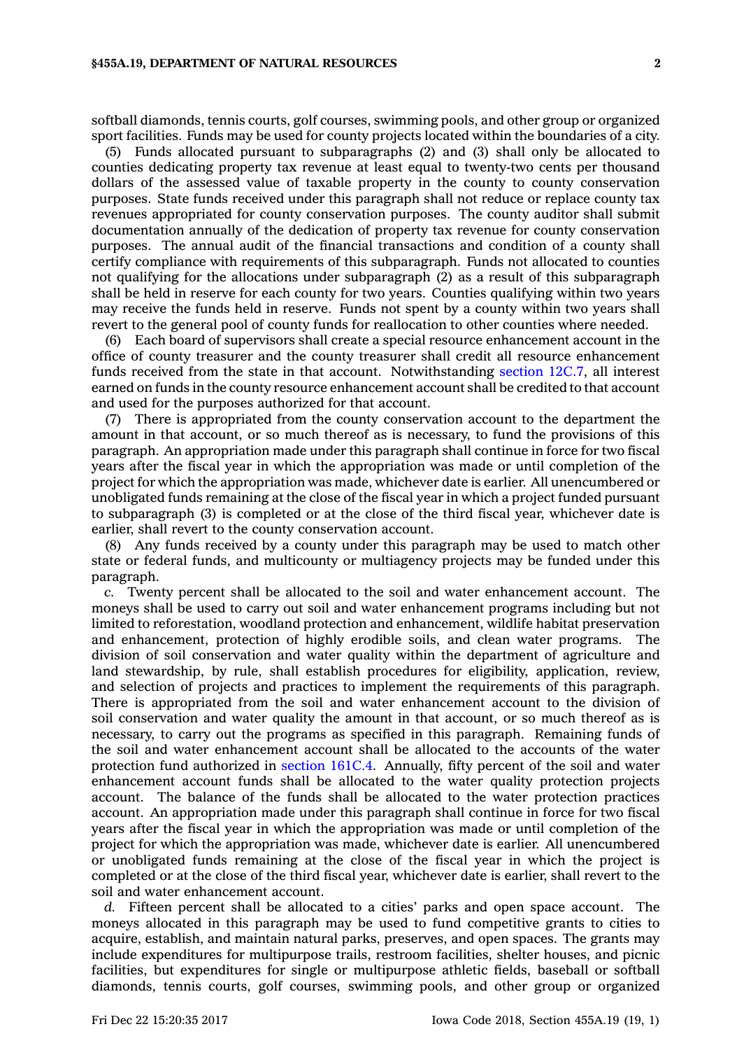softball diamonds, tennis courts, golf courses, swimming pools, and other group or organized sport facilities. Funds may be used for county projects located within the boundaries of a city.

(5) Funds allocated pursuant to subparagraphs (2) and (3) shall only be allocated to counties dedicating property tax revenue at least equal to twenty-two cents per thousand dollars of the assessed value of taxable property in the county to county conservation purposes. State funds received under this paragraph shall not reduce or replace county tax revenues appropriated for county conservation purposes. The county auditor shall submit documentation annually of the dedication of property tax revenue for county conservation purposes. The annual audit of the financial transactions and condition of a county shall certify compliance with requirements of this subparagraph. Funds not allocated to counties not qualifying for the allocations under subparagraph (2) as a result of this subparagraph shall be held in reserve for each county for two years. Counties qualifying within two years may receive the funds held in reserve. Funds not spent by a county within two years shall revert to the general pool of county funds for reallocation to other counties where needed.

(6) Each board of supervisors shall create a special resource enhancement account in the office of county treasurer and the county treasurer shall credit all resource enhancement funds received from the state in that account. Notwithstanding section 12C.7, all interest earned on funds in the county resource enhancement account shall be credited to that account and used for the purposes authorized for that account.

(7) There is appropriated from the county conservation account to the department the amount in that account, or so much thereof as is necessary, to fund the provisions of this paragraph. An appropriation made under this paragraph shall continue in force for two fiscal years after the fiscal year in which the appropriation was made or until completion of the project for which the appropriation was made, whichever date is earlier. All unencumbered or unobligated funds remaining at the close of the fiscal year in which a project funded pursuant to subparagraph (3) is completed or at the close of the third fiscal year, whichever date is earlier, shall revert to the county conservation account.

(8) Any funds received by a county under this paragraph may be used to match other state or federal funds, and multicounty or multiagency projects may be funded under this paragraph.

*c.* Twenty percent shall be allocated to the soil and water enhancement account. The moneys shall be used to carry out soil and water enhancement programs including but not limited to reforestation, woodland protection and enhancement, wildlife habitat preservation and enhancement, protection of highly erodible soils, and clean water programs. The division of soil conservation and water quality within the department of agriculture and land stewardship, by rule, shall establish procedures for eligibility, application, review, and selection of projects and practices to implement the requirements of this paragraph. There is appropriated from the soil and water enhancement account to the division of soil conservation and water quality the amount in that account, or so much thereof as is necessary, to carry out the programs as specified in this paragraph. Remaining funds of the soil and water enhancement account shall be allocated to the accounts of the water protection fund authorized in section 161C.4. Annually, fifty percent of the soil and water enhancement account funds shall be allocated to the water quality protection projects account. The balance of the funds shall be allocated to the water protection practices account. An appropriation made under this paragraph shall continue in force for two fiscal years after the fiscal year in which the appropriation was made or until completion of the project for which the appropriation was made, whichever date is earlier. All unencumbered or unobligated funds remaining at the close of the fiscal year in which the project is completed or at the close of the third fiscal year, whichever date is earlier, shall revert to the soil and water enhancement account.

*d.* Fifteen percent shall be allocated to a cities' parks and open space account. The moneys allocated in this paragraph may be used to fund competitive grants to cities to acquire, establish, and maintain natural parks, preserves, and open spaces. The grants may include expenditures for multipurpose trails, restroom facilities, shelter houses, and picnic facilities, but expenditures for single or multipurpose athletic fields, baseball or softball diamonds, tennis courts, golf courses, swimming pools, and other group or organized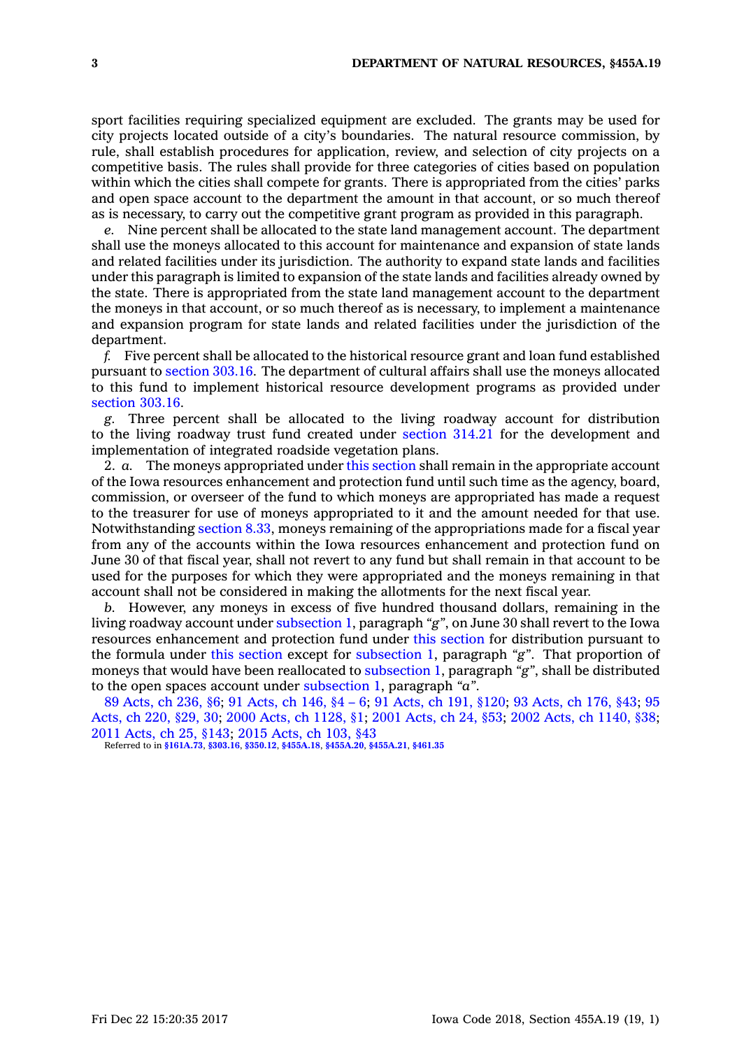sport facilities requiring specialized equipment are excluded. The grants may be used for city projects located outside of a city's boundaries. The natural resource commission, by rule, shall establish procedures for application, review, and selection of city projects on a competitive basis. The rules shall provide for three categories of cities based on population within which the cities shall compete for grants. There is appropriated from the cities' parks and open space account to the department the amount in that account, or so much thereof as is necessary, to carry out the competitive grant program as provided in this paragraph.

*e.* Nine percent shall be allocated to the state land management account. The department shall use the moneys allocated to this account for maintenance and expansion of state lands and related facilities under its jurisdiction. The authority to expand state lands and facilities under this paragraph is limited to expansion of the state lands and facilities already owned by the state. There is appropriated from the state land management account to the department the moneys in that account, or so much thereof as is necessary, to implement a maintenance and expansion program for state lands and related facilities under the jurisdiction of the department.

*f.* Five percent shall be allocated to the historical resource grant and loan fund established pursuant to section 303.16. The department of cultural affairs shall use the moneys allocated to this fund to implement historical resource development programs as provided under section 303.16.

*g.* Three percent shall be allocated to the living roadway account for distribution to the living roadway trust fund created under section 314.21 for the development and implementation of integrated roadside vegetation plans.

2. *a.* The moneys appropriated under this section shall remain in the appropriate account of the Iowa resources enhancement and protection fund until such time as the agency, board, commission, or overseer of the fund to which moneys are appropriated has made a request to the treasurer for use of moneys appropriated to it and the amount needed for that use. Notwithstanding section 8.33, moneys remaining of the appropriations made for a fiscal year from any of the accounts within the Iowa resources enhancement and protection fund on June 30 of that fiscal year, shall not revert to any fund but shall remain in that account to be used for the purposes for which they were appropriated and the moneys remaining in that account shall not be considered in making the allotments for the next fiscal year.

*b.* However, any moneys in excess of five hundred thousand dollars, remaining in the living roadway account under subsection 1, paragraph "*g*", on June 30 shall revert to the Iowa resources enhancement and protection fund under this section for distribution pursuant to the formula under this section except for subsection 1, paragraph "*g*". That proportion of moneys that would have been reallocated to subsection 1, paragraph "*g*", shall be distributed to the open spaces account under subsection 1, paragraph "*a*".

89 Acts, ch 236, §6; 91 Acts, ch 146, §4 – 6; 91 Acts, ch 191, §120; 93 Acts, ch 176, §43; 95 Acts, ch 220, §29, 30; 2000 Acts, ch 1128, §1; 2001 Acts, ch 24, §53; 2002 Acts, ch 1140, §38; 2011 Acts, ch 25, §143; 2015 Acts, ch 103, §43

Referred to in **§161A.73**, **§303.16**, **§350.12**, **§455A.18**, **§455A.20**, **§455A.21**, **§461.35**